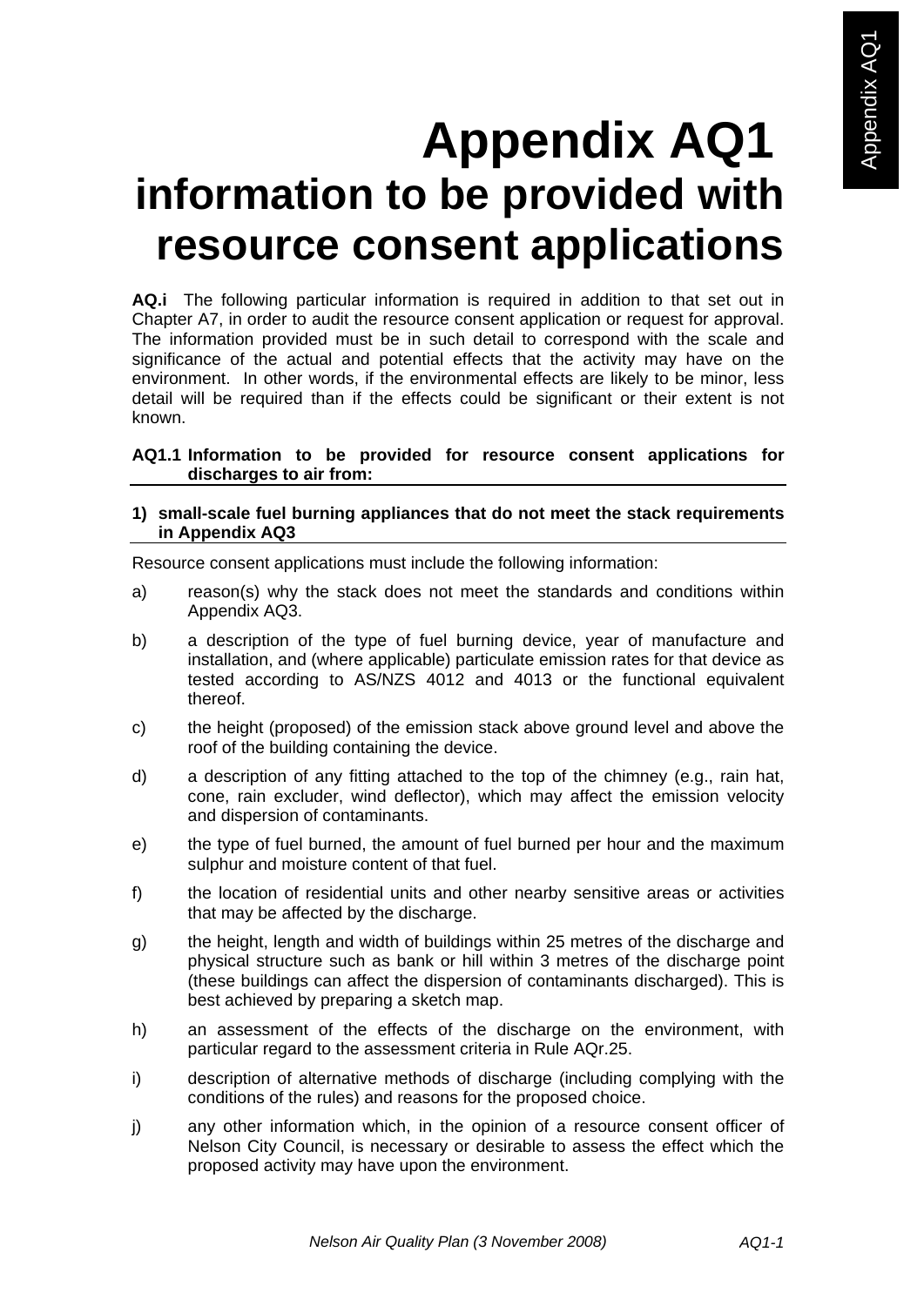# Appendix AQ1
# information to be provided with resource consent applications

**AQ.i** The following particular information is required in addition to that set out in Chapter A7, in order to audit the resource consent application or request for approval. The information provided must be in such detail to correspond with the scale and significance of the actual and potential effects that the activity may have on the environment. In other words, if the environmental effects are likely to be minor, less detail will be required than if the effects could be significant or their extent is not known.

## AQ1.1 Information to be provided for resource consent applications for discharges to air from:

### 1) small-scale fuel burning appliances that do not meet the stack requirements in Appendix AQ3

Resource consent applications must include the following information:

a) reason(s) why the stack does not meet the standards and conditions within Appendix AQ3.

b) a description of the type of fuel burning device, year of manufacture and installation, and (where applicable) particulate emission rates for that device as tested according to AS/NZS 4012 and 4013 or the functional equivalent thereof.

c) the height (proposed) of the emission stack above ground level and above the roof of the building containing the device.

d) a description of any fitting attached to the top of the chimney (e.g., rain hat, cone, rain excluder, wind deflector), which may affect the emission velocity and dispersion of contaminants.

e) the type of fuel burned, the amount of fuel burned per hour and the maximum sulphur and moisture content of that fuel.

f) the location of residential units and other nearby sensitive areas or activities that may be affected by the discharge.

g) the height, length and width of buildings within 25 metres of the discharge and physical structure such as bank or hill within 3 metres of the discharge point (these buildings can affect the dispersion of contaminants discharged). This is best achieved by preparing a sketch map.

h) an assessment of the effects of the discharge on the environment, with particular regard to the assessment criteria in Rule AQr.25.

i) description of alternative methods of discharge (including complying with the conditions of the rules) and reasons for the proposed choice.

j) any other information which, in the opinion of a resource consent officer of Nelson City Council, is necessary or desirable to assess the effect which the proposed activity may have upon the environment.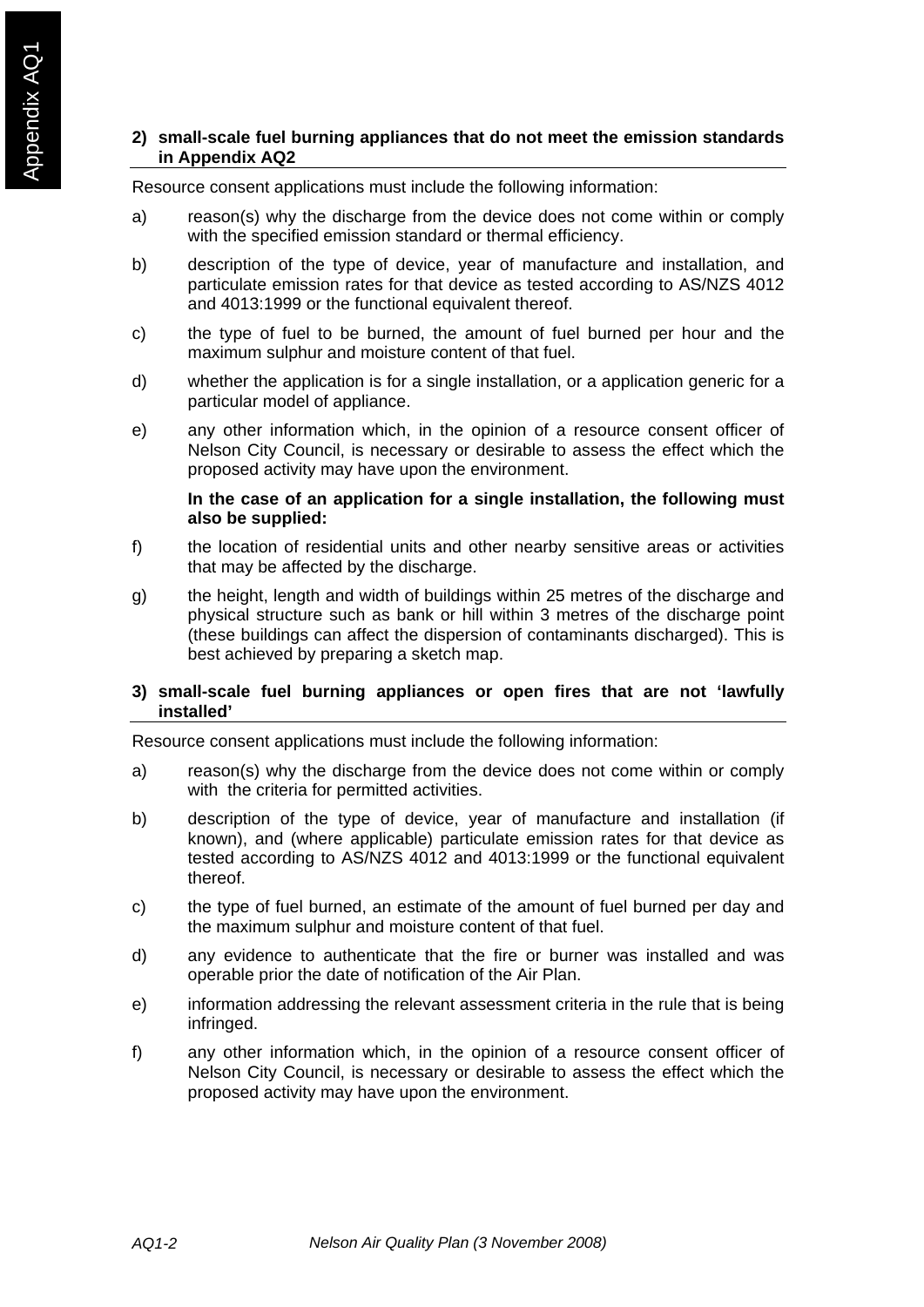**2) small-scale fuel burning appliances that do not meet the emission standards in Appendix AQ2**

Resource consent applications must include the following information:

a) reason(s) why the discharge from the device does not come within or comply with the specified emission standard or thermal efficiency.

b) description of the type of device, year of manufacture and installation, and particulate emission rates for that device as tested according to AS/NZS 4012 and 4013:1999 or the functional equivalent thereof.

c) the type of fuel to be burned, the amount of fuel burned per hour and the maximum sulphur and moisture content of that fuel.

d) whether the application is for a single installation, or a application generic for a particular model of appliance.

e) any other information which, in the opinion of a resource consent officer of Nelson City Council, is necessary or desirable to assess the effect which the proposed activity may have upon the environment.

**In the case of an application for a single installation, the following must also be supplied:**

f) the location of residential units and other nearby sensitive areas or activities that may be affected by the discharge.

g) the height, length and width of buildings within 25 metres of the discharge and physical structure such as bank or hill within 3 metres of the discharge point (these buildings can affect the dispersion of contaminants discharged). This is best achieved by preparing a sketch map.

**3) small-scale fuel burning appliances or open fires that are not 'lawfully installed'**

Resource consent applications must include the following information:

a) reason(s) why the discharge from the device does not come within or comply with the criteria for permitted activities.

b) description of the type of device, year of manufacture and installation (if known), and (where applicable) particulate emission rates for that device as tested according to AS/NZS 4012 and 4013:1999 or the functional equivalent thereof.

c) the type of fuel burned, an estimate of the amount of fuel burned per day and the maximum sulphur and moisture content of that fuel.

d) any evidence to authenticate that the fire or burner was installed and was operable prior the date of notification of the Air Plan.

e) information addressing the relevant assessment criteria in the rule that is being infringed.

f) any other information which, in the opinion of a resource consent officer of Nelson City Council, is necessary or desirable to assess the effect which the proposed activity may have upon the environment.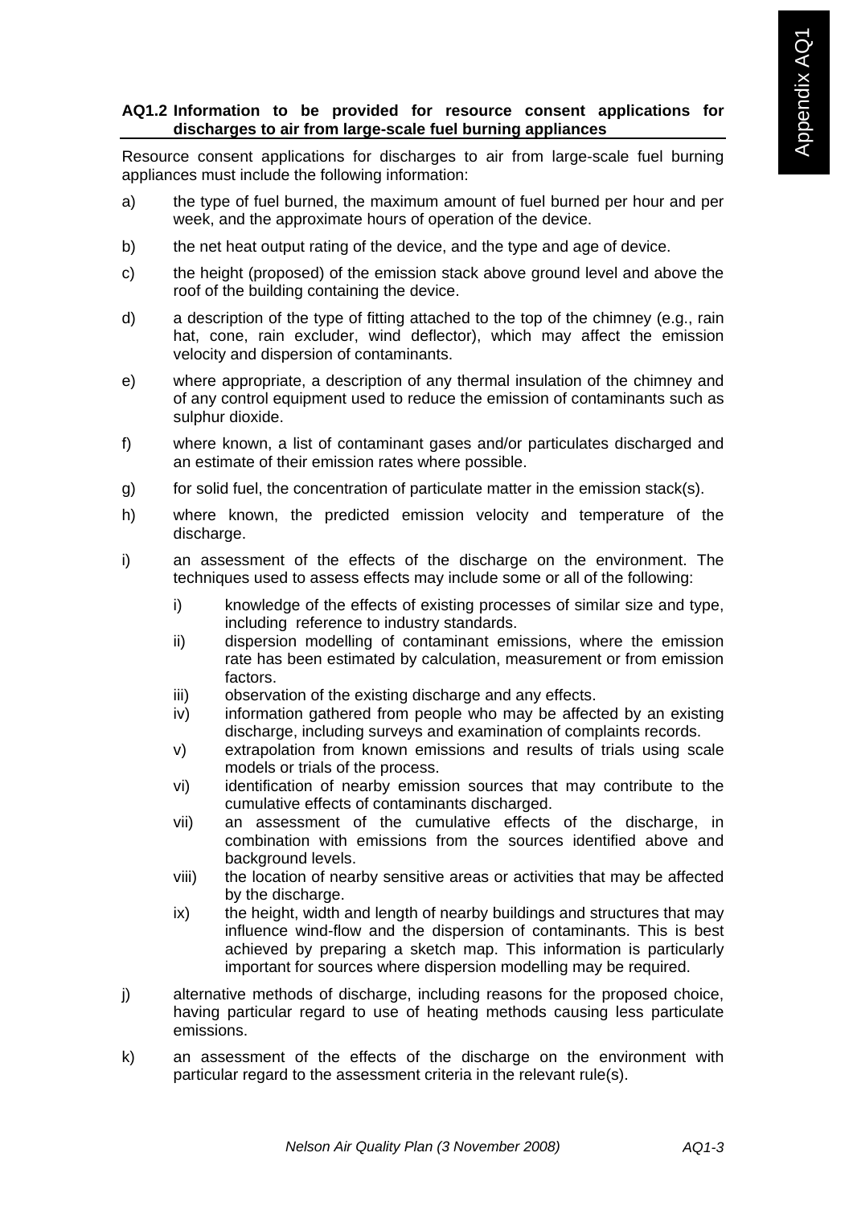### AQ1.2 Information to be provided for resource consent applications for discharges to air from large-scale fuel burning appliances

Resource consent applications for discharges to air from large-scale fuel burning appliances must include the following information:

a) the type of fuel burned, the maximum amount of fuel burned per hour and per week, and the approximate hours of operation of the device.

b) the net heat output rating of the device, and the type and age of device.

c) the height (proposed) of the emission stack above ground level and above the roof of the building containing the device.

d) a description of the type of fitting attached to the top of the chimney (e.g., rain hat, cone, rain excluder, wind deflector), which may affect the emission velocity and dispersion of contaminants.

e) where appropriate, a description of any thermal insulation of the chimney and of any control equipment used to reduce the emission of contaminants such as sulphur dioxide.

f) where known, a list of contaminant gases and/or particulates discharged and an estimate of their emission rates where possible.

g) for solid fuel, the concentration of particulate matter in the emission stack(s).

h) where known, the predicted emission velocity and temperature of the discharge.

i) an assessment of the effects of the discharge on the environment. The techniques used to assess effects may include some or all of the following:

   i) knowledge of the effects of existing processes of similar size and type, including reference to industry standards.
   ii) dispersion modelling of contaminant emissions, where the emission rate has been estimated by calculation, measurement or from emission factors.
   iii) observation of the existing discharge and any effects.
   iv) information gathered from people who may be affected by an existing discharge, including surveys and examination of complaints records.
   v) extrapolation from known emissions and results of trials using scale models or trials of the process.
   vi) identification of nearby emission sources that may contribute to the cumulative effects of contaminants discharged.
   vii) an assessment of the cumulative effects of the discharge, in combination with emissions from the sources identified above and background levels.
   viii) the location of nearby sensitive areas or activities that may be affected by the discharge.
   ix) the height, width and length of nearby buildings and structures that may influence wind-flow and the dispersion of contaminants. This is best achieved by preparing a sketch map. This information is particularly important for sources where dispersion modelling may be required.

j) alternative methods of discharge, including reasons for the proposed choice, having particular regard to use of heating methods causing less particulate emissions.

k) an assessment of the effects of the discharge on the environment with particular regard to the assessment criteria in the relevant rule(s).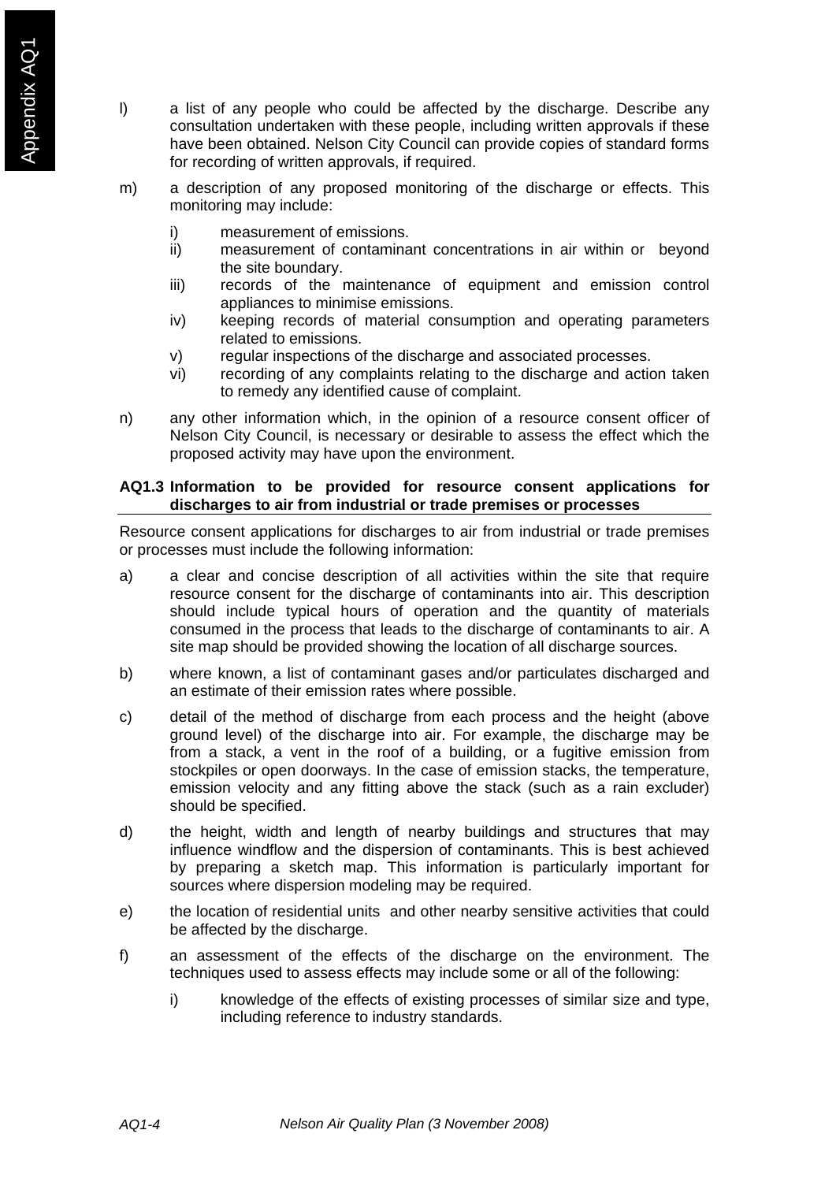l) a list of any people who could be affected by the discharge. Describe any consultation undertaken with these people, including written approvals if these have been obtained. Nelson City Council can provide copies of standard forms for recording of written approvals, if required.

m) a description of any proposed monitoring of the discharge or effects. This monitoring may include:

   i) measurement of emissions.
   ii) measurement of contaminant concentrations in air within or beyond the site boundary.
   iii) records of the maintenance of equipment and emission control appliances to minimise emissions.
   iv) keeping records of material consumption and operating parameters related to emissions.
   v) regular inspections of the discharge and associated processes.
   vi) recording of any complaints relating to the discharge and action taken to remedy any identified cause of complaint.

n) any other information which, in the opinion of a resource consent officer of Nelson City Council, is necessary or desirable to assess the effect which the proposed activity may have upon the environment.

### AQ1.3 Information to be provided for resource consent applications for discharges to air from industrial or trade premises or processes

Resource consent applications for discharges to air from industrial or trade premises or processes must include the following information:

a) a clear and concise description of all activities within the site that require resource consent for the discharge of contaminants into air. This description should include typical hours of operation and the quantity of materials consumed in the process that leads to the discharge of contaminants to air. A site map should be provided showing the location of all discharge sources.

b) where known, a list of contaminant gases and/or particulates discharged and an estimate of their emission rates where possible.

c) detail of the method of discharge from each process and the height (above ground level) of the discharge into air. For example, the discharge may be from a stack, a vent in the roof of a building, or a fugitive emission from stockpiles or open doorways. In the case of emission stacks, the temperature, emission velocity and any fitting above the stack (such as a rain excluder) should be specified.

d) the height, width and length of nearby buildings and structures that may influence windflow and the dispersion of contaminants. This is best achieved by preparing a sketch map. This information is particularly important for sources where dispersion modeling may be required.

e) the location of residential units and other nearby sensitive activities that could be affected by the discharge.

f) an assessment of the effects of the discharge on the environment. The techniques used to assess effects may include some or all of the following:

   i) knowledge of the effects of existing processes of similar size and type, including reference to industry standards.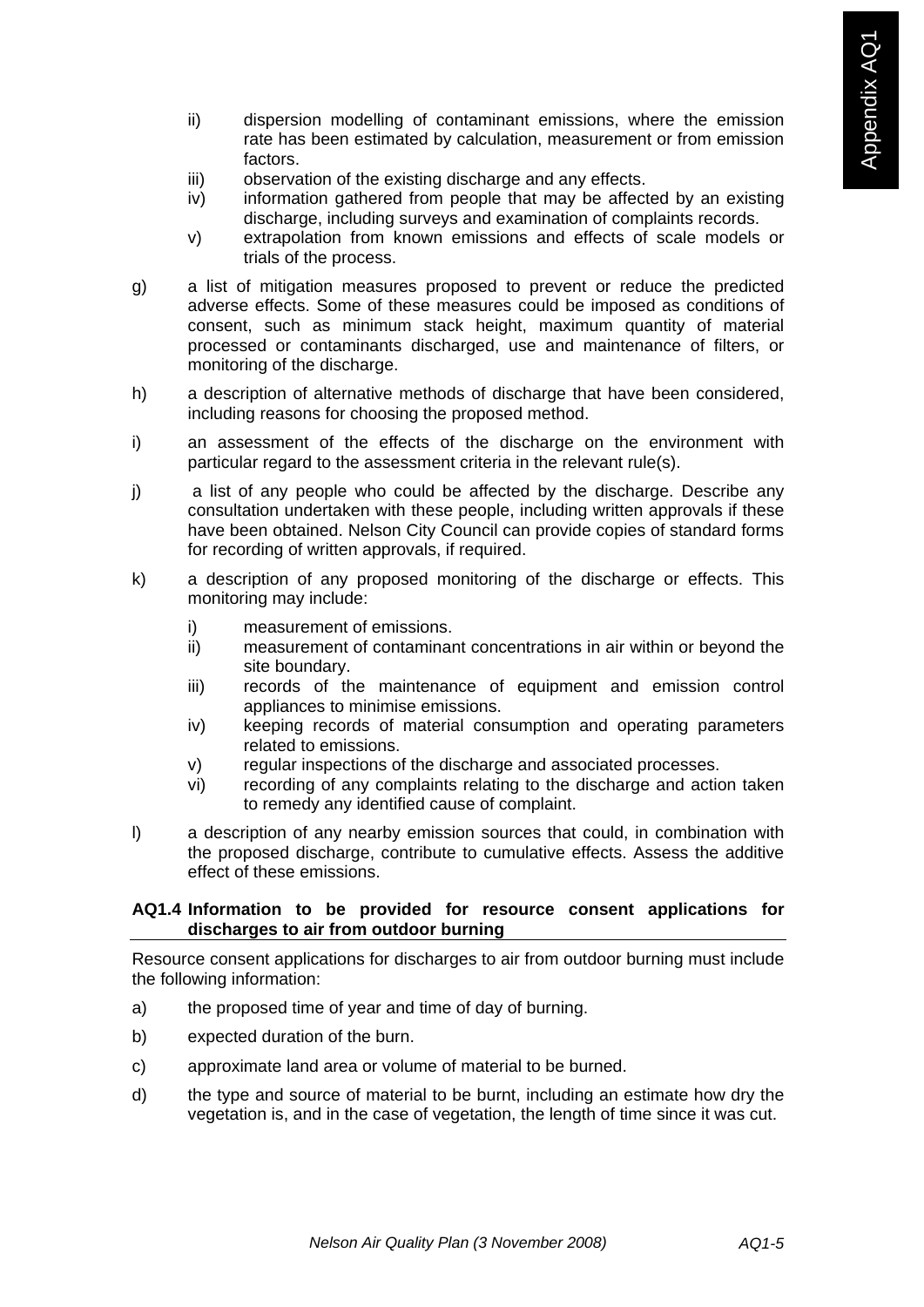ii) dispersion modelling of contaminant emissions, where the emission rate has been estimated by calculation, measurement or from emission factors.

iii) observation of the existing discharge and any effects.

iv) information gathered from people that may be affected by an existing discharge, including surveys and examination of complaints records.

v) extrapolation from known emissions and effects of scale models or trials of the process.

g) a list of mitigation measures proposed to prevent or reduce the predicted adverse effects. Some of these measures could be imposed as conditions of consent, such as minimum stack height, maximum quantity of material processed or contaminants discharged, use and maintenance of filters, or monitoring of the discharge.

h) a description of alternative methods of discharge that have been considered, including reasons for choosing the proposed method.

i) an assessment of the effects of the discharge on the environment with particular regard to the assessment criteria in the relevant rule(s).

j) a list of any people who could be affected by the discharge. Describe any consultation undertaken with these people, including written approvals if these have been obtained. Nelson City Council can provide copies of standard forms for recording of written approvals, if required.

k) a description of any proposed monitoring of the discharge or effects. This monitoring may include:

   i) measurement of emissions.

   ii) measurement of contaminant concentrations in air within or beyond the site boundary.

   iii) records of the maintenance of equipment and emission control appliances to minimise emissions.

   iv) keeping records of material consumption and operating parameters related to emissions.

   v) regular inspections of the discharge and associated processes.

   vi) recording of any complaints relating to the discharge and action taken to remedy any identified cause of complaint.

l) a description of any nearby emission sources that could, in combination with the proposed discharge, contribute to cumulative effects. Assess the additive effect of these emissions.

### AQ1.4 Information to be provided for resource consent applications for discharges to air from outdoor burning

Resource consent applications for discharges to air from outdoor burning must include the following information:

a) the proposed time of year and time of day of burning.

b) expected duration of the burn.

c) approximate land area or volume of material to be burned.

d) the type and source of material to be burnt, including an estimate how dry the vegetation is, and in the case of vegetation, the length of time since it was cut.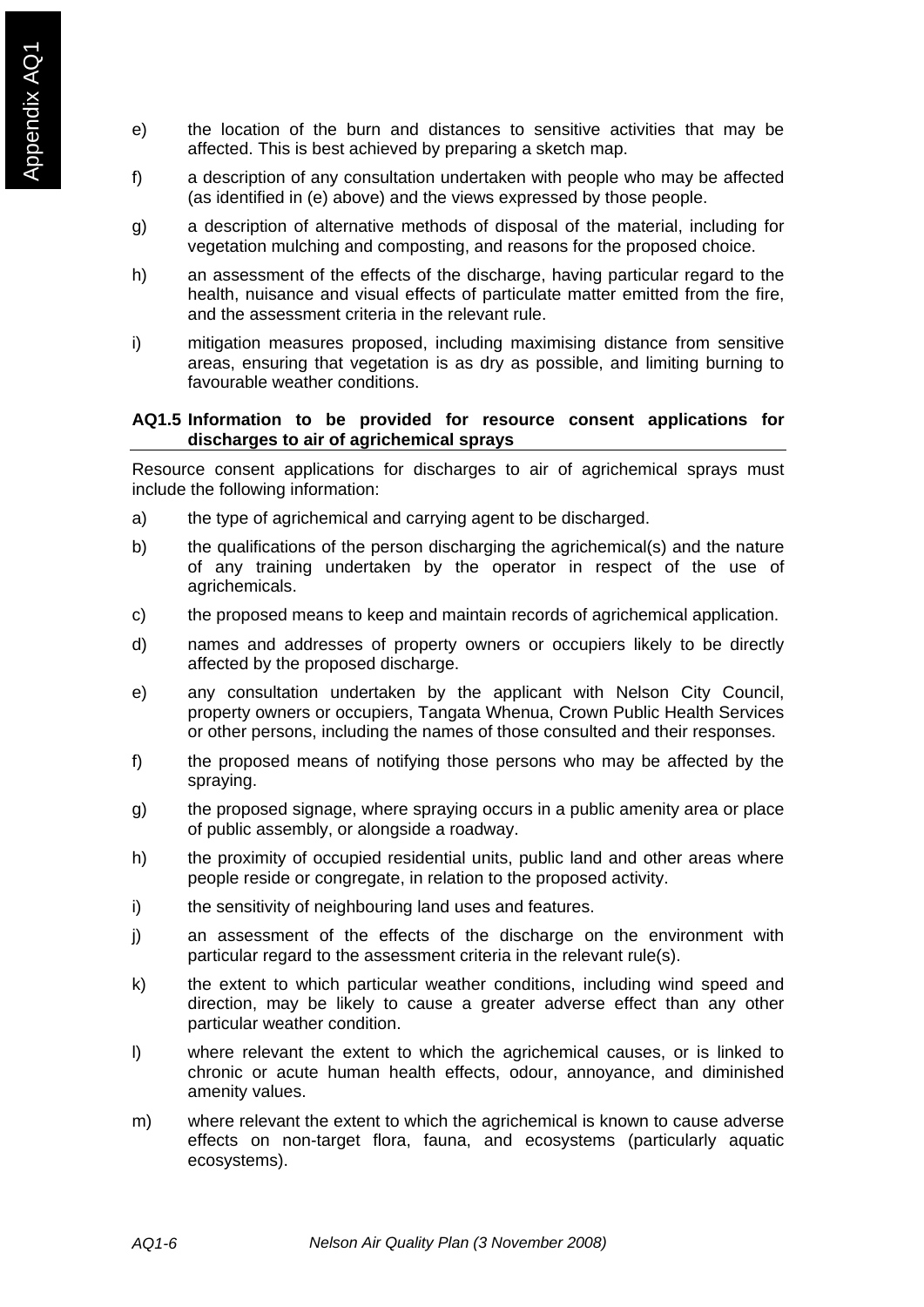e) the location of the burn and distances to sensitive activities that may be affected. This is best achieved by preparing a sketch map.

f) a description of any consultation undertaken with people who may be affected (as identified in (e) above) and the views expressed by those people.

g) a description of alternative methods of disposal of the material, including for vegetation mulching and composting, and reasons for the proposed choice.

h) an assessment of the effects of the discharge, having particular regard to the health, nuisance and visual effects of particulate matter emitted from the fire, and the assessment criteria in the relevant rule.

i) mitigation measures proposed, including maximising distance from sensitive areas, ensuring that vegetation is as dry as possible, and limiting burning to favourable weather conditions.

### AQ1.5 Information to be provided for resource consent applications for discharges to air of agrichemical sprays

Resource consent applications for discharges to air of agrichemical sprays must include the following information:

a) the type of agrichemical and carrying agent to be discharged.

b) the qualifications of the person discharging the agrichemical(s) and the nature of any training undertaken by the operator in respect of the use of agrichemicals.

c) the proposed means to keep and maintain records of agrichemical application.

d) names and addresses of property owners or occupiers likely to be directly affected by the proposed discharge.

e) any consultation undertaken by the applicant with Nelson City Council, property owners or occupiers, Tangata Whenua, Crown Public Health Services or other persons, including the names of those consulted and their responses.

f) the proposed means of notifying those persons who may be affected by the spraying.

g) the proposed signage, where spraying occurs in a public amenity area or place of public assembly, or alongside a roadway.

h) the proximity of occupied residential units, public land and other areas where people reside or congregate, in relation to the proposed activity.

i) the sensitivity of neighbouring land uses and features.

j) an assessment of the effects of the discharge on the environment with particular regard to the assessment criteria in the relevant rule(s).

k) the extent to which particular weather conditions, including wind speed and direction, may be likely to cause a greater adverse effect than any other particular weather condition.

l) where relevant the extent to which the agrichemical causes, or is linked to chronic or acute human health effects, odour, annoyance, and diminished amenity values.

m) where relevant the extent to which the agrichemical is known to cause adverse effects on non-target flora, fauna, and ecosystems (particularly aquatic ecosystems).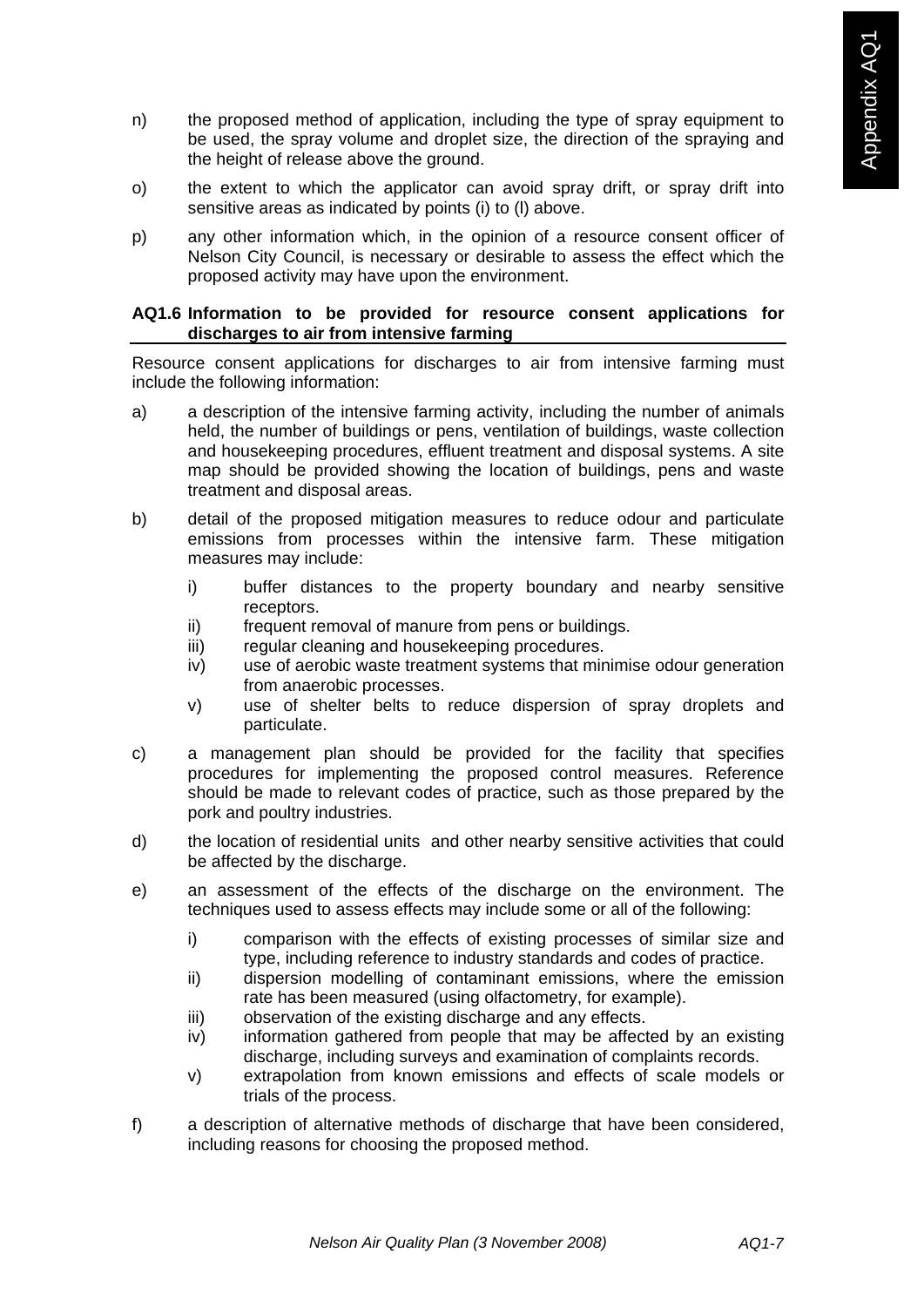n) the proposed method of application, including the type of spray equipment to be used, the spray volume and droplet size, the direction of the spraying and the height of release above the ground.

o) the extent to which the applicator can avoid spray drift, or spray drift into sensitive areas as indicated by points (i) to (l) above.

p) any other information which, in the opinion of a resource consent officer of Nelson City Council, is necessary or desirable to assess the effect which the proposed activity may have upon the environment.

### AQ1.6 Information to be provided for resource consent applications for discharges to air from intensive farming

Resource consent applications for discharges to air from intensive farming must include the following information:

a) a description of the intensive farming activity, including the number of animals held, the number of buildings or pens, ventilation of buildings, waste collection and housekeeping procedures, effluent treatment and disposal systems. A site map should be provided showing the location of buildings, pens and waste treatment and disposal areas.

b) detail of the proposed mitigation measures to reduce odour and particulate emissions from processes within the intensive farm. These mitigation measures may include:

   i) buffer distances to the property boundary and nearby sensitive receptors.
   ii) frequent removal of manure from pens or buildings.
   iii) regular cleaning and housekeeping procedures.
   iv) use of aerobic waste treatment systems that minimise odour generation from anaerobic processes.
   v) use of shelter belts to reduce dispersion of spray droplets and particulate.

c) a management plan should be provided for the facility that specifies procedures for implementing the proposed control measures. Reference should be made to relevant codes of practice, such as those prepared by the pork and poultry industries.

d) the location of residential units and other nearby sensitive activities that could be affected by the discharge.

e) an assessment of the effects of the discharge on the environment. The techniques used to assess effects may include some or all of the following:

   i) comparison with the effects of existing processes of similar size and type, including reference to industry standards and codes of practice.
   ii) dispersion modelling of contaminant emissions, where the emission rate has been measured (using olfactometry, for example).
   iii) observation of the existing discharge and any effects.
   iv) information gathered from people that may be affected by an existing discharge, including surveys and examination of complaints records.
   v) extrapolation from known emissions and effects of scale models or trials of the process.

f) a description of alternative methods of discharge that have been considered, including reasons for choosing the proposed method.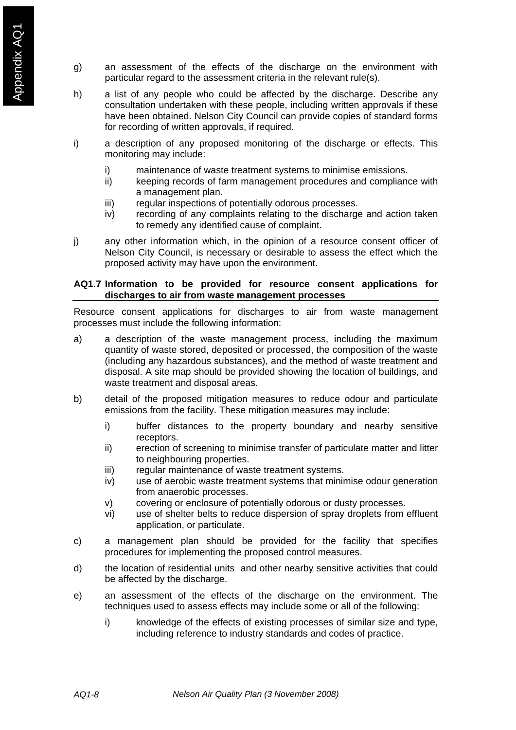g) an assessment of the effects of the discharge on the environment with particular regard to the assessment criteria in the relevant rule(s).

h) a list of any people who could be affected by the discharge. Describe any consultation undertaken with these people, including written approvals if these have been obtained. Nelson City Council can provide copies of standard forms for recording of written approvals, if required.

i) a description of any proposed monitoring of the discharge or effects. This monitoring may include:

   i) maintenance of waste treatment systems to minimise emissions.
   ii) keeping records of farm management procedures and compliance with a management plan.
   iii) regular inspections of potentially odorous processes.
   iv) recording of any complaints relating to the discharge and action taken to remedy any identified cause of complaint.

j) any other information which, in the opinion of a resource consent officer of Nelson City Council, is necessary or desirable to assess the effect which the proposed activity may have upon the environment.

### AQ1.7 Information to be provided for resource consent applications for discharges to air from waste management processes

Resource consent applications for discharges to air from waste management processes must include the following information:

a) a description of the waste management process, including the maximum quantity of waste stored, deposited or processed, the composition of the waste (including any hazardous substances), and the method of waste treatment and disposal. A site map should be provided showing the location of buildings, and waste treatment and disposal areas.

b) detail of the proposed mitigation measures to reduce odour and particulate emissions from the facility. These mitigation measures may include:

   i) buffer distances to the property boundary and nearby sensitive receptors.
   ii) erection of screening to minimise transfer of particulate matter and litter to neighbouring properties.
   iii) regular maintenance of waste treatment systems.
   iv) use of aerobic waste treatment systems that minimise odour generation from anaerobic processes.
   v) covering or enclosure of potentially odorous or dusty processes.
   vi) use of shelter belts to reduce dispersion of spray droplets from effluent application, or particulate.

c) a management plan should be provided for the facility that specifies procedures for implementing the proposed control measures.

d) the location of residential units and other nearby sensitive activities that could be affected by the discharge.

e) an assessment of the effects of the discharge on the environment. The techniques used to assess effects may include some or all of the following:

   i) knowledge of the effects of existing processes of similar size and type, including reference to industry standards and codes of practice.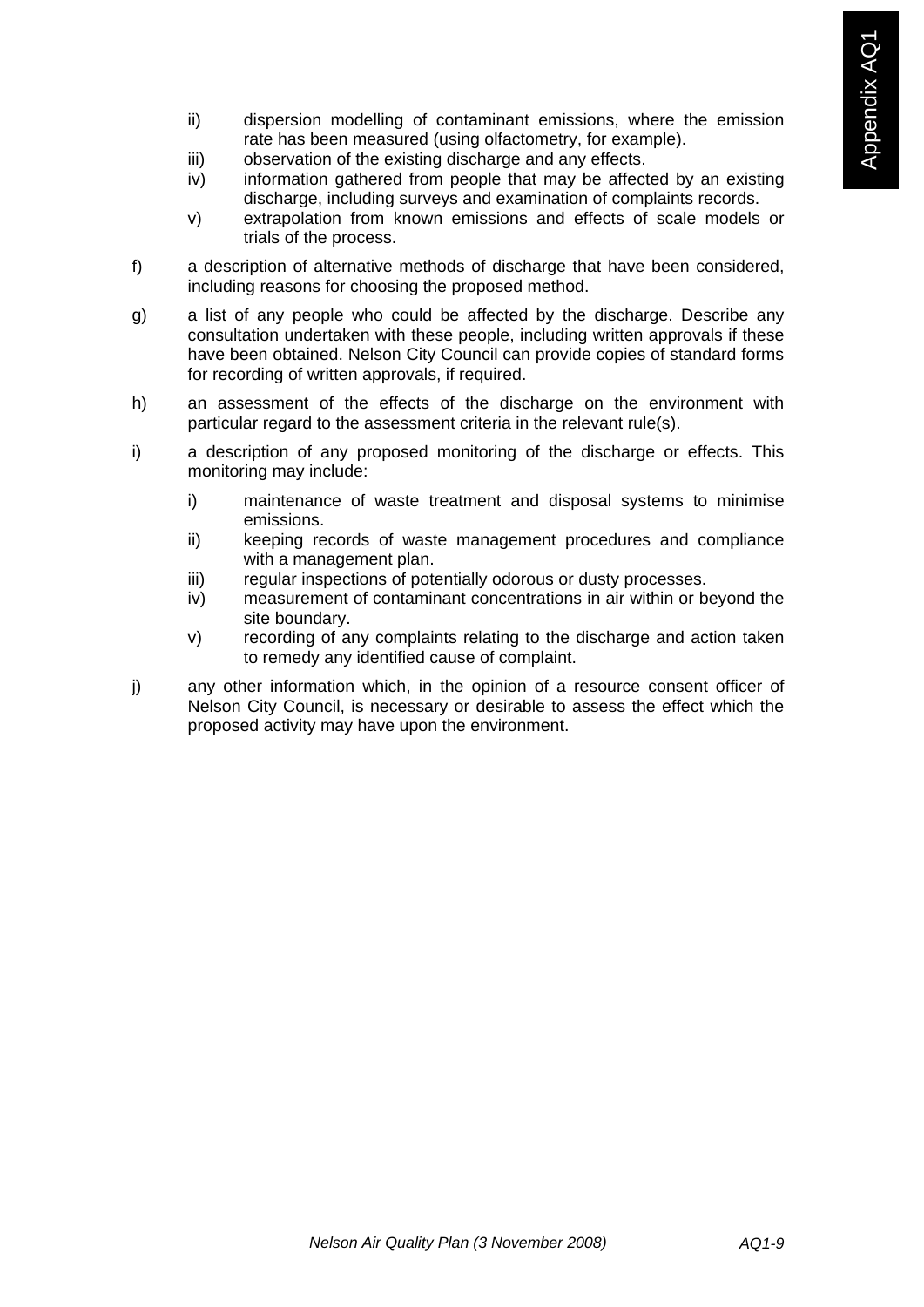ii) dispersion modelling of contaminant emissions, where the emission rate has been measured (using olfactometry, for example).

iii) observation of the existing discharge and any effects.

iv) information gathered from people that may be affected by an existing discharge, including surveys and examination of complaints records.

v) extrapolation from known emissions and effects of scale models or trials of the process.

f) a description of alternative methods of discharge that have been considered, including reasons for choosing the proposed method.

g) a list of any people who could be affected by the discharge. Describe any consultation undertaken with these people, including written approvals if these have been obtained. Nelson City Council can provide copies of standard forms for recording of written approvals, if required.

h) an assessment of the effects of the discharge on the environment with particular regard to the assessment criteria in the relevant rule(s).

i) a description of any proposed monitoring of the discharge or effects. This monitoring may include:

   i) maintenance of waste treatment and disposal systems to minimise emissions.

   ii) keeping records of waste management procedures and compliance with a management plan.

   iii) regular inspections of potentially odorous or dusty processes.

   iv) measurement of contaminant concentrations in air within or beyond the site boundary.

   v) recording of any complaints relating to the discharge and action taken to remedy any identified cause of complaint.

j) any other information which, in the opinion of a resource consent officer of Nelson City Council, is necessary or desirable to assess the effect which the proposed activity may have upon the environment.